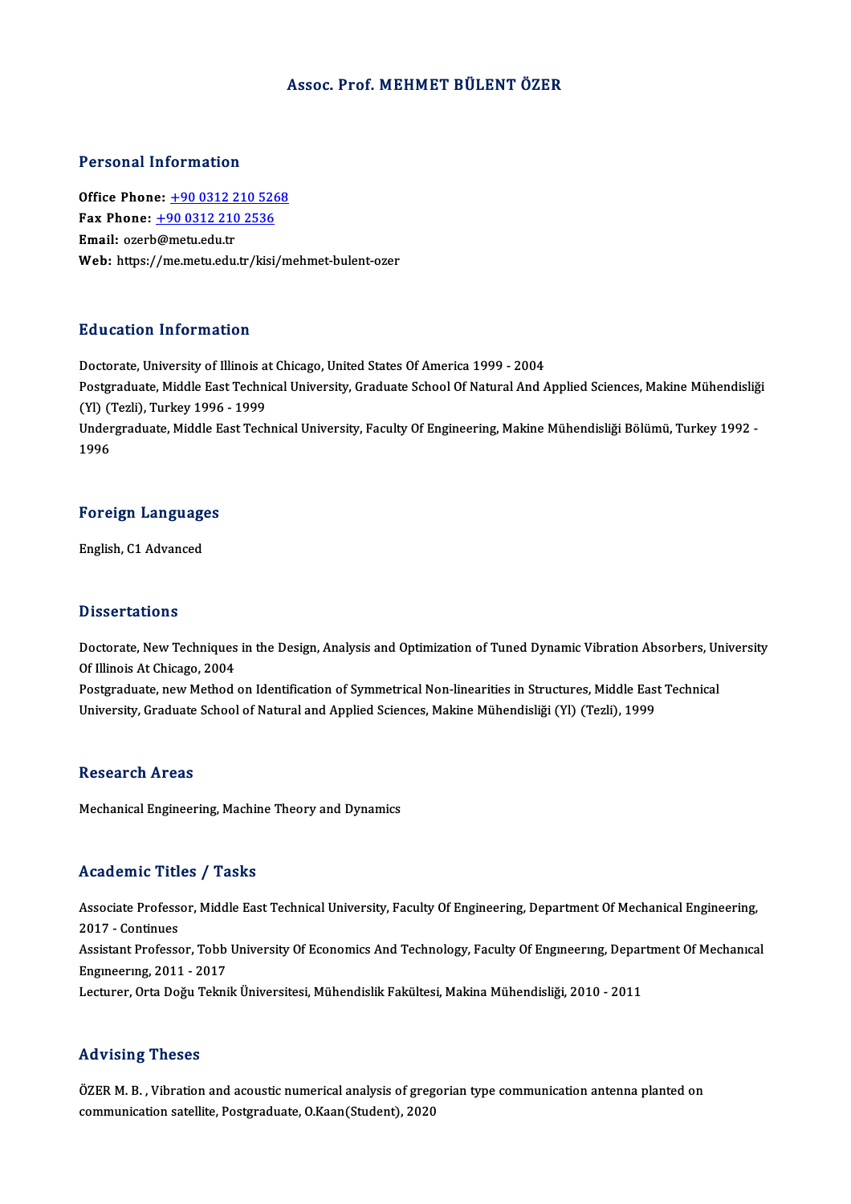# Assoc. Prof. MEHMET BÜLENT ÖZER

## Personal Information

**Office Phone:** +90 0312 210 5268
**Fax Phone:** +90 0312 210 2536
**Email:** ozerb@metu.edu.tr
**Web:** https://me.metu.edu.tr/kisi/mehmet-bulent-ozer

## Education Information

Doctorate, University of Illinois at Chicago, United States Of America 1999 - 2004
Postgraduate, Middle East Technical University, Graduate School Of Natural And Applied Sciences, Makine Mühendisliği (Yl) (Tezli), Turkey 1996 - 1999
Undergraduate, Middle East Technical University, Faculty Of Engineering, Makine Mühendisliği Bölümü, Turkey 1992 - 1996

## Foreign Languages

English, C1 Advanced

## Dissertations

Doctorate, New Techniques in the Design, Analysis and Optimization of Tuned Dynamic Vibration Absorbers, University Of Illinois At Chicago, 2004
Postgraduate, new Method on Identification of Symmetrical Non-linearities in Structures, Middle East Technical University, Graduate School of Natural and Applied Sciences, Makine Mühendisliği (Yl) (Tezli), 1999

## Research Areas

Mechanical Engineering, Machine Theory and Dynamics

## Academic Titles / Tasks

Associate Professor, Middle East Technical University, Faculty Of Engineering, Department Of Mechanical Engineering, 2017 - Continues
Assistant Professor, Tobb University Of Economics And Technology, Faculty Of Engıneerıng, Department Of Mechanıcal Engıneerıng, 2011 - 2017
Lecturer, Orta Doğu Teknik Üniversitesi, Mühendislik Fakültesi, Makina Mühendisliği, 2010 - 2011

## Advising Theses

ÖZER M. B. , Vibration and acoustic numerical analysis of gregorian type communication antenna planted on communication satellite, Postgraduate, O.Kaan(Student), 2020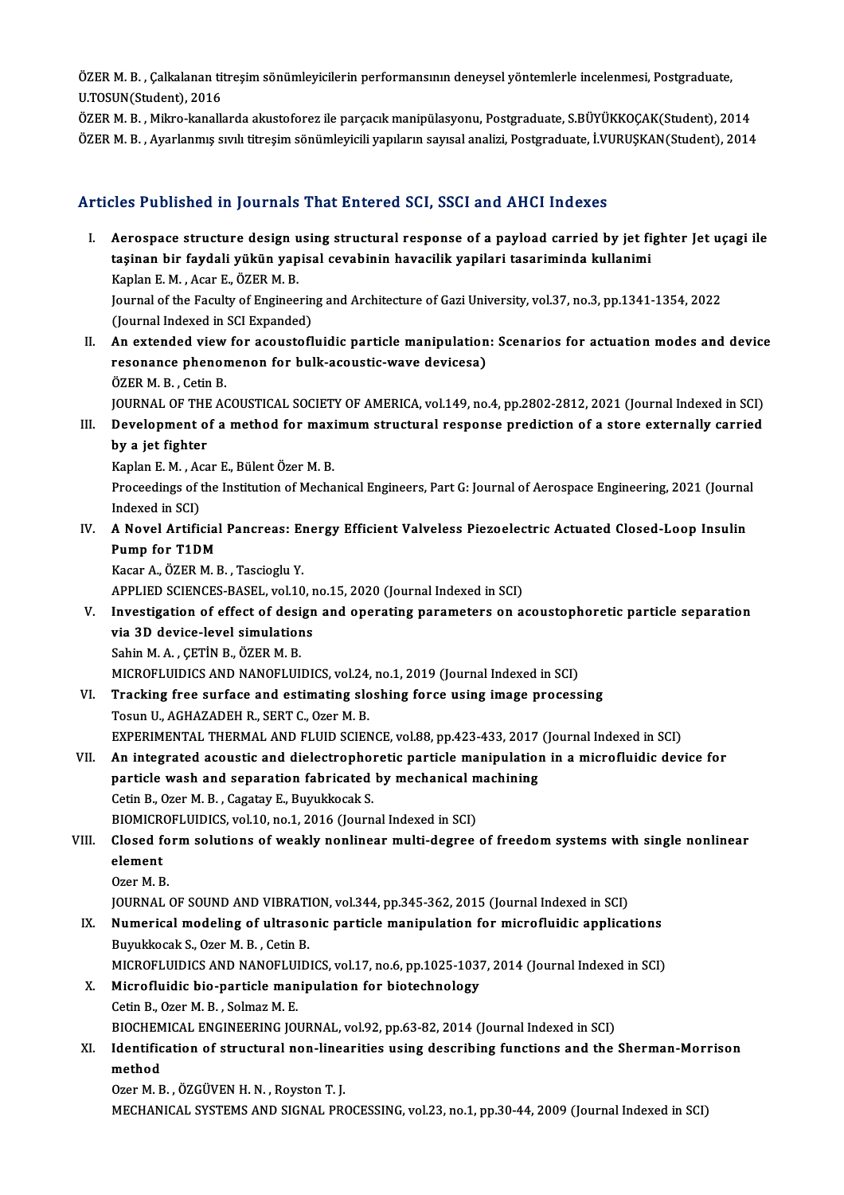ÖZER M. B. , Çalkalanan titreşim sönümleyicilerin performansının deneysel yöntemlerle incelenmesi, Postgraduate, U.TOSUN(Student), 2016
ÖZER M. B. , Mikro-kanallarda akustoforez ile parçacık manipülasyonu, Postgraduate, S.BÜYÜKKOÇAK(Student), 2014
ÖZER M. B. , Ayarlanmış sıvılı titreşim sönümleyicili yapıların sayısal analizi, Postgraduate, İ.VURUŞKAN(Student), 2014

## Articles Published in Journals That Entered SCI, SSCI and AHCI Indexes

I. **Aerospace structure design using structural response of a payload carried by jet fighter Jet uçagi ile taşinan bir faydali yükün yapisal cevabinin havacilik yapilari tasariminda kullanimi**
Kaplan E. M. , Acar E., ÖZER M. B.
Journal of the Faculty of Engineering and Architecture of Gazi University, vol.37, no.3, pp.1341-1354, 2022 (Journal Indexed in SCI Expanded)

II. **An extended view for acoustofluidic particle manipulation: Scenarios for actuation modes and device resonance phenomenon for bulk-acoustic-wave devicesa)**
ÖZER M. B. , Cetin B.
JOURNAL OF THE ACOUSTICAL SOCIETY OF AMERICA, vol.149, no.4, pp.2802-2812, 2021 (Journal Indexed in SCI)

III. **Development of a method for maximum structural response prediction of a store externally carried by a jet fighter**
Kaplan E. M. , Acar E., Bülent Özer M. B.
Proceedings of the Institution of Mechanical Engineers, Part G: Journal of Aerospace Engineering, 2021 (Journal Indexed in SCI)

IV. **A Novel Artificial Pancreas: Energy Efficient Valveless Piezoelectric Actuated Closed-Loop Insulin Pump for T1DM**
Kacar A., ÖZER M. B. , Tascioglu Y.
APPLIED SCIENCES-BASEL, vol.10, no.15, 2020 (Journal Indexed in SCI)

V. **Investigation of effect of design and operating parameters on acoustophoretic particle separation via 3D device-level simulations**
Sahin M. A. , ÇETİN B., ÖZER M. B.
MICROFLUIDICS AND NANOFLUIDICS, vol.24, no.1, 2019 (Journal Indexed in SCI)

VI. **Tracking free surface and estimating sloshing force using image processing**
Tosun U., AGHAZADEH R., SERT C., Ozer M. B.
EXPERIMENTAL THERMAL AND FLUID SCIENCE, vol.88, pp.423-433, 2017 (Journal Indexed in SCI)

VII. **An integrated acoustic and dielectrophoretic particle manipulation in a microfluidic device for particle wash and separation fabricated by mechanical machining**
Cetin B., Ozer M. B. , Cagatay E., Buyukkocak S.
BIOMICROFLUIDICS, vol.10, no.1, 2016 (Journal Indexed in SCI)

VIII. **Closed form solutions of weakly nonlinear multi-degree of freedom systems with single nonlinear element**
Ozer M. B.
JOURNAL OF SOUND AND VIBRATION, vol.344, pp.345-362, 2015 (Journal Indexed in SCI)

IX. **Numerical modeling of ultrasonic particle manipulation for microfluidic applications**
Buyukkocak S., Ozer M. B. , Cetin B.
MICROFLUIDICS AND NANOFLUIDICS, vol.17, no.6, pp.1025-1037, 2014 (Journal Indexed in SCI)

X. **Microfluidic bio-particle manipulation for biotechnology**
Cetin B., Ozer M. B. , Solmaz M. E.
BIOCHEMICAL ENGINEERING JOURNAL, vol.92, pp.63-82, 2014 (Journal Indexed in SCI)

XI. **Identification of structural non-linearities using describing functions and the Sherman-Morrison method**
Ozer M. B. , ÖZGÜVEN H. N. , Royston T. J.
MECHANICAL SYSTEMS AND SIGNAL PROCESSING, vol.23, no.1, pp.30-44, 2009 (Journal Indexed in SCI)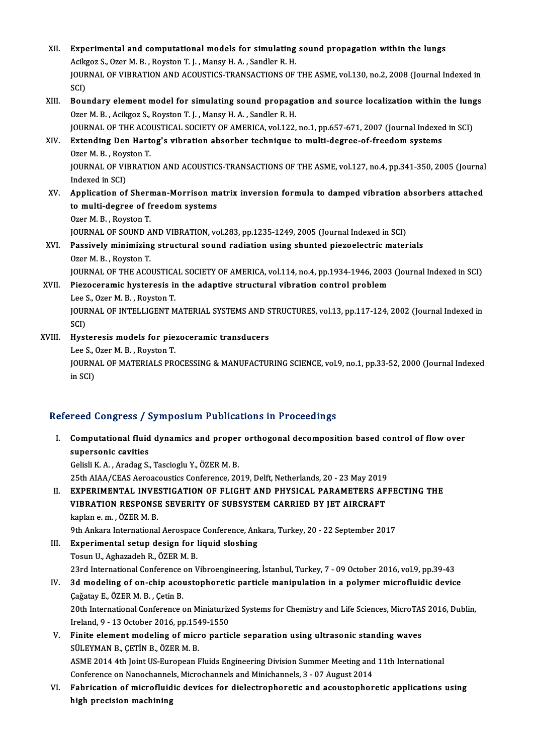XII. **Experimental and computational models for simulating sound propagation within the lungs**
Acikgoz S., Ozer M. B. , Royston T. J. , Mansy H. A. , Sandler R. H.
JOURNAL OF VIBRATION AND ACOUSTICS-TRANSACTIONS OF THE ASME, vol.130, no.2, 2008 (Journal Indexed in SCI)

XIII. **Boundary element model for simulating sound propagation and source localization within the lungs**
Ozer M. B. , Acikgoz S., Royston T. J. , Mansy H. A. , Sandler R. H.
JOURNAL OF THE ACOUSTICAL SOCIETY OF AMERICA, vol.122, no.1, pp.657-671, 2007 (Journal Indexed in SCI)

XIV. **Extending Den Hartog's vibration absorber technique to multi-degree-of-freedom systems**
Ozer M. B. , Royston T.
JOURNAL OF VIBRATION AND ACOUSTICS-TRANSACTIONS OF THE ASME, vol.127, no.4, pp.341-350, 2005 (Journal Indexed in SCI)

XV. **Application of Sherman-Morrison matrix inversion formula to damped vibration absorbers attached to multi-degree of freedom systems**
Ozer M. B. , Royston T.
JOURNAL OF SOUND AND VIBRATION, vol.283, pp.1235-1249, 2005 (Journal Indexed in SCI)

XVI. **Passively minimizing structural sound radiation using shunted piezoelectric materials**
Ozer M. B. , Royston T.
JOURNAL OF THE ACOUSTICAL SOCIETY OF AMERICA, vol.114, no.4, pp.1934-1946, 2003 (Journal Indexed in SCI)

XVII. **Piezoceramic hysteresis in the adaptive structural vibration control problem**
Lee S., Ozer M. B. , Royston T.
JOURNAL OF INTELLIGENT MATERIAL SYSTEMS AND STRUCTURES, vol.13, pp.117-124, 2002 (Journal Indexed in SCI)

XVIII. **Hysteresis models for piezoceramic transducers**
Lee S., Ozer M. B. , Royston T.
JOURNAL OF MATERIALS PROCESSING & MANUFACTURING SCIENCE, vol.9, no.1, pp.33-52, 2000 (Journal Indexed in SCI)

## Refereed Congress / Symposium Publications in Proceedings

I. **Computational fluid dynamics and proper orthogonal decomposition based control of flow over supersonic cavities**
Gelisli K. A. , Aradag S., Tascioglu Y., ÖZER M. B.
25th AIAA/CEAS Aeroacoustics Conference, 2019, Delft, Netherlands, 20 - 23 May 2019

II. **EXPERIMENTAL INVESTIGATION OF FLIGHT AND PHYSICAL PARAMETERS AFFECTING THE VIBRATION RESPONSE SEVERITY OF SUBSYSTEM CARRIED BY JET AIRCRAFT**
kaplan e. m. , ÖZER M. B.
9th Ankara International Aerospace Conference, Ankara, Turkey, 20 - 22 September 2017

III. **Experimental setup design for liquid sloshing**
Tosun U., Aghazadeh R., ÖZER M. B.
23rd International Conference on Vibroengineering, İstanbul, Turkey, 7 - 09 October 2016, vol.9, pp.39-43

IV. **3d modeling of on-chip acoustophoretic particle manipulation in a polymer microfluidic device**
Çağatay E., ÖZER M. B. , Çetin B.
20th International Conference on Miniaturized Systems for Chemistry and Life Sciences, MicroTAS 2016, Dublin, Ireland, 9 - 13 October 2016, pp.1549-1550

V. **Finite element modeling of micro particle separation using ultrasonic standing waves**
SÜLEYMAN B., ÇETİN B., ÖZER M. B.
ASME 2014 4th Joint US-European Fluids Engineering Division Summer Meeting and 11th International Conference on Nanochannels, Microchannels and Minichannels, 3 - 07 August 2014

VI. **Fabrication of microfluidic devices for dielectrophoretic and acoustophoretic applications using high precision machining**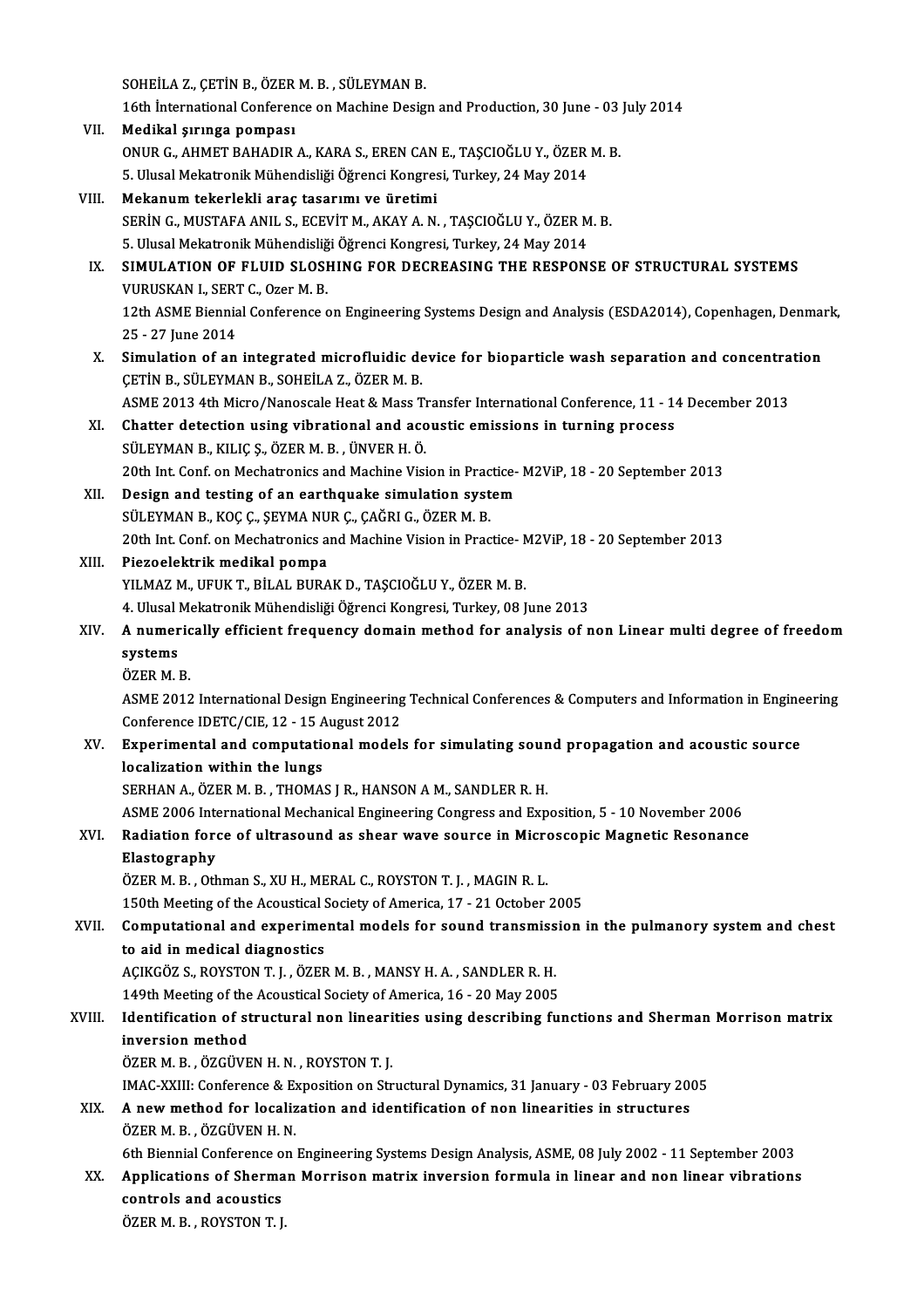SOHEİLA Z., ÇETİN B., ÖZER M. B. , SÜLEYMAN B.
16th İnternational Conference on Machine Design and Production, 30 June - 03 July 2014

VII. **Medikal şırınga pompası**
ONUR G., AHMET BAHADIR A., KARA S., EREN CAN E., TAŞCIOĞLU Y., ÖZER M. B.
5. Ulusal Mekatronik Mühendisliği Öğrenci Kongresi, Turkey, 24 May 2014

VIII. **Mekanum tekerlekli araç tasarımı ve üretimi**
SERİN G., MUSTAFA ANIL S., ECEVİT M., AKAY A. N. , TAŞCIOĞLU Y., ÖZER M. B.
5. Ulusal Mekatronik Mühendisliği Öğrenci Kongresi, Turkey, 24 May 2014

IX. **SIMULATION OF FLUID SLOSHING FOR DECREASING THE RESPONSE OF STRUCTURAL SYSTEMS**
VURUSKAN I., SERT C., Ozer M. B.
12th ASME Biennial Conference on Engineering Systems Design and Analysis (ESDA2014), Copenhagen, Denmark, 25 - 27 June 2014

X. **Simulation of an integrated microfluidic device for bioparticle wash separation and concentration**
ÇETİN B., SÜLEYMAN B., SOHEİLA Z., ÖZER M. B.
ASME 2013 4th Micro/Nanoscale Heat & Mass Transfer International Conference, 11 - 14 December 2013

XI. **Chatter detection using vibrational and acoustic emissions in turning process**
SÜLEYMAN B., KILIÇ Ş., ÖZER M. B. , ÜNVER H. Ö.
20th Int. Conf. on Mechatronics and Machine Vision in Practice- M2ViP, 18 - 20 September 2013

XII. **Design and testing of an earthquake simulation system**
SÜLEYMAN B., KOÇ Ç., ŞEYMA NUR Ç., ÇAĞRI G., ÖZER M. B.
20th Int. Conf. on Mechatronics and Machine Vision in Practice- M2ViP, 18 - 20 September 2013

XIII. **Piezoelektrik medikal pompa**
YILMAZ M., UFUK T., BİLAL BURAK D., TAŞCIOĞLU Y., ÖZER M. B.
4. Ulusal Mekatronik Mühendisliği Öğrenci Kongresi, Turkey, 08 June 2013

XIV. **A numerically efficient frequency domain method for analysis of non Linear multi degree of freedom systems**
ÖZER M. B.
ASME 2012 International Design Engineering Technical Conferences & Computers and Information in Engineering Conference IDETC/CIE, 12 - 15 August 2012

XV. **Experimental and computational models for simulating sound propagation and acoustic source localization within the lungs**
SERHAN A., ÖZER M. B. , THOMAS J R., HANSON A M., SANDLER R. H.
ASME 2006 International Mechanical Engineering Congress and Exposition, 5 - 10 November 2006

XVI. **Radiation force of ultrasound as shear wave source in Microscopic Magnetic Resonance Elastography**
ÖZER M. B. , Othman S., XU H., MERAL C., ROYSTON T. J. , MAGIN R. L.
150th Meeting of the Acoustical Society of America, 17 - 21 October 2005

XVII. **Computational and experimental models for sound transmission in the pulmanory system and chest to aid in medical diagnostics**
AÇIKGÖZ S., ROYSTON T. J. , ÖZER M. B. , MANSY H. A. , SANDLER R. H.
149th Meeting of the Acoustical Society of America, 16 - 20 May 2005

XVIII. **Identification of structural non linearities using describing functions and Sherman Morrison matrix inversion method**
ÖZER M. B. , ÖZGÜVEN H. N. , ROYSTON T. J.
IMAC-XXIII: Conference & Exposition on Structural Dynamics, 31 January - 03 February 2005

XIX. **A new method for localization and identification of non linearities in structures**
ÖZER M. B. , ÖZGÜVEN H. N.
6th Biennial Conference on Engineering Systems Design Analysis, ASME, 08 July 2002 - 11 September 2003

XX. **Applications of Sherman Morrison matrix inversion formula in linear and non linear vibrations controls and acoustics**
ÖZER M. B. , ROYSTON T. J.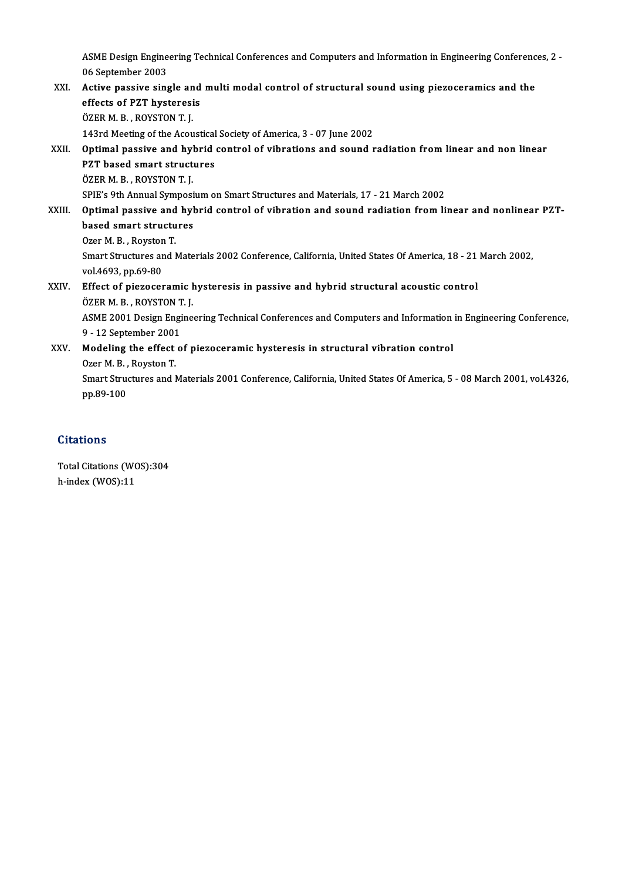ASME Design Engineering Technical Conferences and Computers and Information in Engineering Conferences, 2 - 06 September 2003

XXI. **Active passive single and multi modal control of structural sound using piezoceramics and the effects of PZT hysteresis**
ÖZER M. B. , ROYSTON T. J.
143rd Meeting of the Acoustical Society of America, 3 - 07 June 2002

XXII. **Optimal passive and hybrid control of vibrations and sound radiation from linear and non linear PZT based smart structures**
ÖZER M. B. , ROYSTON T. J.
SPIE's 9th Annual Symposium on Smart Structures and Materials, 17 - 21 March 2002

XXIII. **Optimal passive and hybrid control of vibration and sound radiation from linear and nonlinear PZT-based smart structures**
Ozer M. B. , Royston T.
Smart Structures and Materials 2002 Conference, California, United States Of America, 18 - 21 March 2002, vol.4693, pp.69-80

XXIV. **Effect of piezoceramic hysteresis in passive and hybrid structural acoustic control**
ÖZER M. B. , ROYSTON T. J.
ASME 2001 Design Engineering Technical Conferences and Computers and Information in Engineering Conference, 9 - 12 September 2001

XXV. **Modeling the effect of piezoceramic hysteresis in structural vibration control**
Ozer M. B. , Royston T.
Smart Structures and Materials 2001 Conference, California, United States Of America, 5 - 08 March 2001, vol.4326, pp.89-100

## Citations

Total Citations (WOS):304
h-index (WOS):11